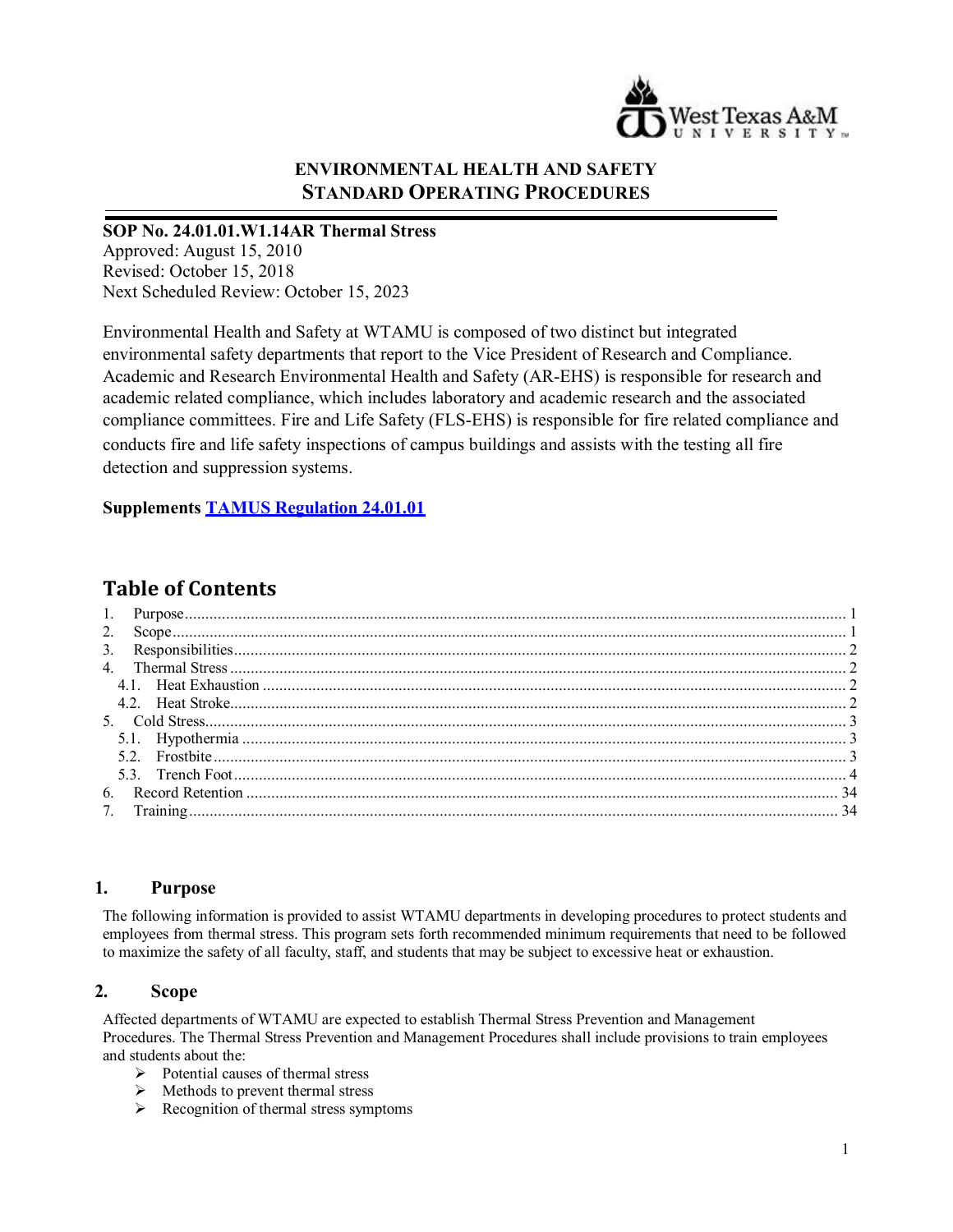**ENVIRONMENTAL HEALTH AND SAFETY**
**STANDARD OPERATING PROCEDURES**

**SOP No. 24.01.01.W1.14AR Thermal Stress**
Approved: August 15, 2010
Revised: October 15, 2018
Next Scheduled Review: October 15, 2023

Environmental Health and Safety at WTAMU is composed of two distinct but integrated environmental safety departments that report to the Vice President of Research and Compliance. Academic and Research Environmental Health and Safety (AR-EHS) is responsible for research and academic related compliance, which includes laboratory and academic research and the associated compliance committees. Fire and Life Safety (FLS-EHS) is responsible for fire related compliance and conducts fire and life safety inspections of campus buildings and assists with the testing all fire detection and suppression systems.

**Supplements [TAMUS Regulation 24.01.01]()**

## Table of Contents

1. Purpose ........ 1
2. Scope ........ 1
3. Responsibilities ........ 2
4. Thermal Stress ........ 2
   - 4.1. Heat Exhaustion ........ 2
   - 4.2. Heat Stroke ........ 2
5. Cold Stress ........ 3
   - 5.1. Hypothermia ........ 3
   - 5.2. Frostbite ........ 3
   - 5.3. Trench Foot ........ 4
6. Record Retention ........ 34
7. Training ........ 34

## 1. Purpose

The following information is provided to assist WTAMU departments in developing procedures to protect students and employees from thermal stress. This program sets forth recommended minimum requirements that need to be followed to maximize the safety of all faculty, staff, and students that may be subject to excessive heat or exhaustion.

## 2. Scope

Affected departments of WTAMU are expected to establish Thermal Stress Prevention and Management Procedures. The Thermal Stress Prevention and Management Procedures shall include provisions to train employees and students about the:

- Potential causes of thermal stress
- Methods to prevent thermal stress
- Recognition of thermal stress symptoms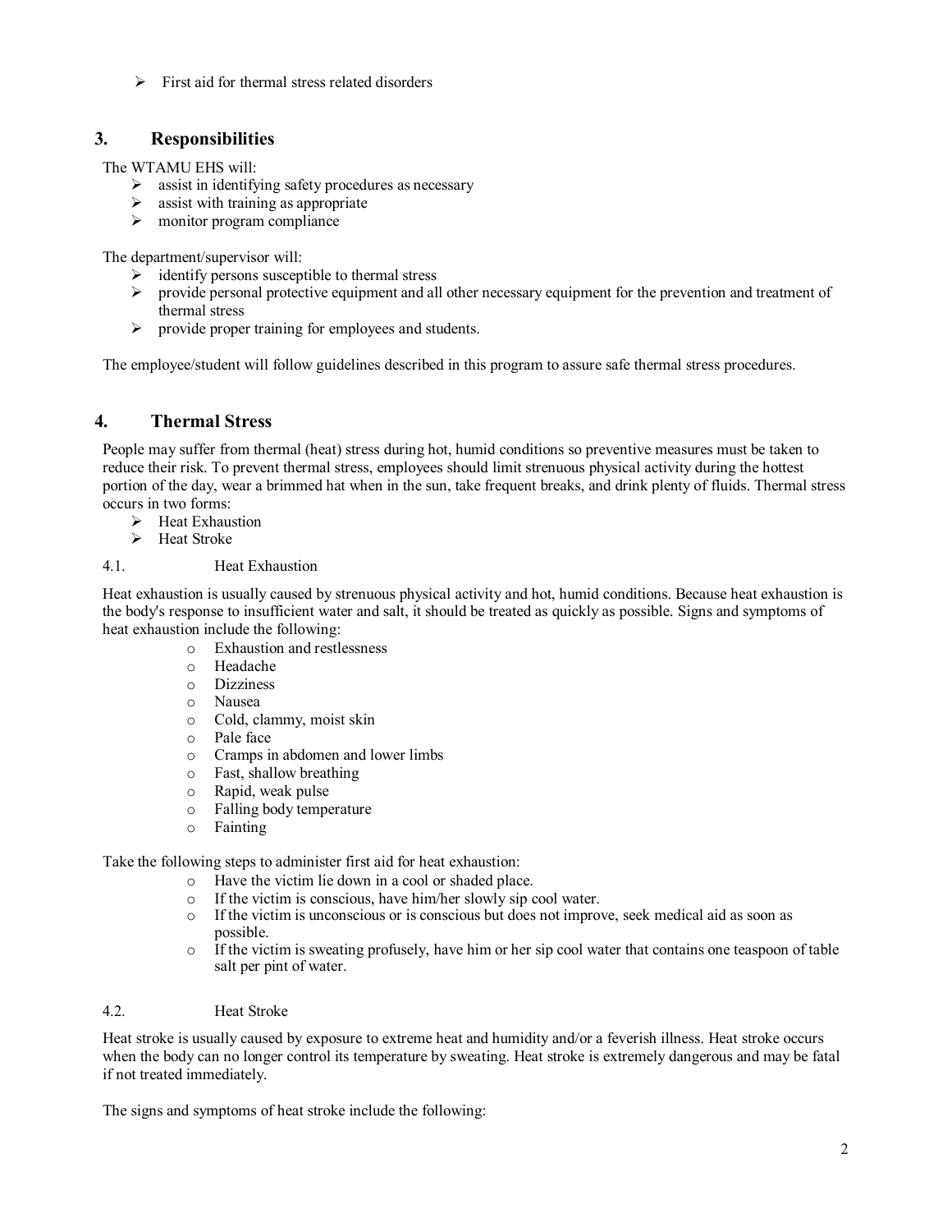- First aid for thermal stress related disorders

## 3. Responsibilities

The WTAMU EHS will:

- assist in identifying safety procedures as necessary
- assist with training as appropriate
- monitor program compliance

The department/supervisor will:

- identify persons susceptible to thermal stress
- provide personal protective equipment and all other necessary equipment for the prevention and treatment of thermal stress
- provide proper training for employees and students.

The employee/student will follow guidelines described in this program to assure safe thermal stress procedures.

## 4. Thermal Stress

People may suffer from thermal (heat) stress during hot, humid conditions so preventive measures must be taken to reduce their risk. To prevent thermal stress, employees should limit strenuous physical activity during the hottest portion of the day, wear a brimmed hat when in the sun, take frequent breaks, and drink plenty of fluids. Thermal stress occurs in two forms:

- Heat Exhaustion
- Heat Stroke

### 4.1. Heat Exhaustion

Heat exhaustion is usually caused by strenuous physical activity and hot, humid conditions. Because heat exhaustion is the body's response to insufficient water and salt, it should be treated as quickly as possible. Signs and symptoms of heat exhaustion include the following:

- Exhaustion and restlessness
- Headache
- Dizziness
- Nausea
- Cold, clammy, moist skin
- Pale face
- Cramps in abdomen and lower limbs
- Fast, shallow breathing
- Rapid, weak pulse
- Falling body temperature
- Fainting

Take the following steps to administer first aid for heat exhaustion:

- Have the victim lie down in a cool or shaded place.
- If the victim is conscious, have him/her slowly sip cool water.
- If the victim is unconscious or is conscious but does not improve, seek medical aid as soon as possible.
- If the victim is sweating profusely, have him or her sip cool water that contains one teaspoon of table salt per pint of water.

### 4.2. Heat Stroke

Heat stroke is usually caused by exposure to extreme heat and humidity and/or a feverish illness. Heat stroke occurs when the body can no longer control its temperature by sweating. Heat stroke is extremely dangerous and may be fatal if not treated immediately.

The signs and symptoms of heat stroke include the following: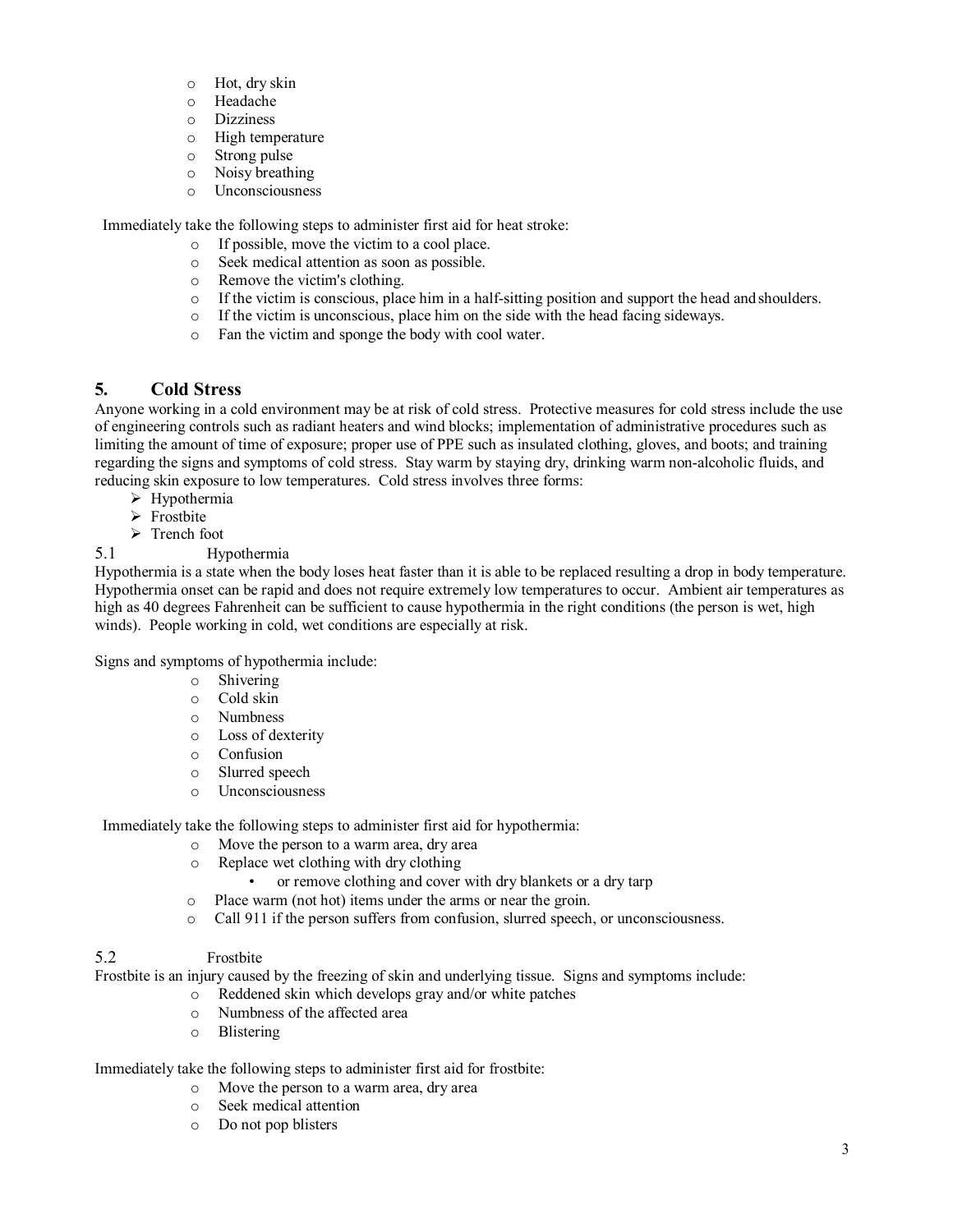- Hot, dry skin
- Headache
- Dizziness
- High temperature
- Strong pulse
- Noisy breathing
- Unconsciousness

Immediately take the following steps to administer first aid for heat stroke:

- If possible, move the victim to a cool place.
- Seek medical attention as soon as possible.
- Remove the victim's clothing.
- If the victim is conscious, place him in a half-sitting position and support the head and shoulders.
- If the victim is unconscious, place him on the side with the head facing sideways.
- Fan the victim and sponge the body with cool water.

## 5. Cold Stress

Anyone working in a cold environment may be at risk of cold stress. Protective measures for cold stress include the use of engineering controls such as radiant heaters and wind blocks; implementation of administrative procedures such as limiting the amount of time of exposure; proper use of PPE such as insulated clothing, gloves, and boots; and training regarding the signs and symptoms of cold stress. Stay warm by staying dry, drinking warm non-alcoholic fluids, and reducing skin exposure to low temperatures. Cold stress involves three forms:

- Hypothermia
- Frostbite
- Trench foot

### 5.1 Hypothermia

Hypothermia is a state when the body loses heat faster than it is able to be replaced resulting a drop in body temperature. Hypothermia onset can be rapid and does not require extremely low temperatures to occur. Ambient air temperatures as high as 40 degrees Fahrenheit can be sufficient to cause hypothermia in the right conditions (the person is wet, high winds). People working in cold, wet conditions are especially at risk.

Signs and symptoms of hypothermia include:

- Shivering
- Cold skin
- Numbness
- Loss of dexterity
- Confusion
- Slurred speech
- Unconsciousness

Immediately take the following steps to administer first aid for hypothermia:

- Move the person to a warm area, dry area
- Replace wet clothing with dry clothing
  - or remove clothing and cover with dry blankets or a dry tarp
- Place warm (not hot) items under the arms or near the groin.
- Call 911 if the person suffers from confusion, slurred speech, or unconsciousness.

### 5.2 Frostbite

Frostbite is an injury caused by the freezing of skin and underlying tissue. Signs and symptoms include:

- Reddened skin which develops gray and/or white patches
- Numbness of the affected area
- Blistering

Immediately take the following steps to administer first aid for frostbite:

- Move the person to a warm area, dry area
- Seek medical attention
- Do not pop blisters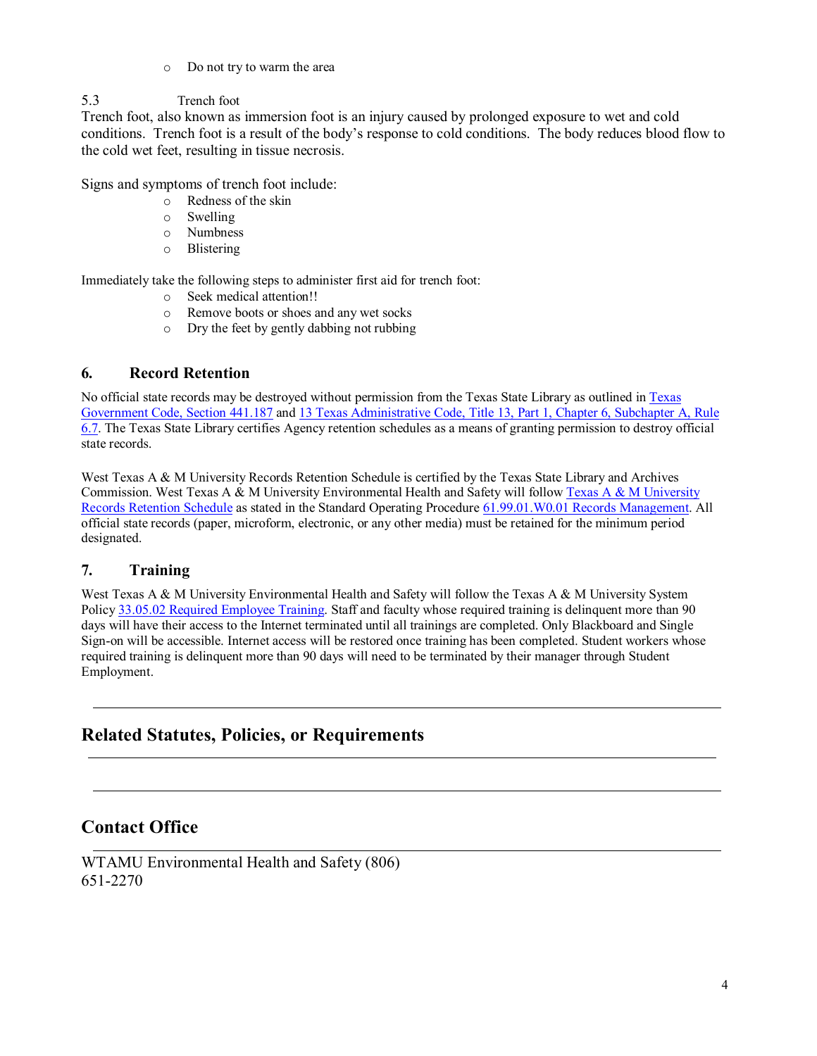- Do not try to warm the area

5.3 Trench foot

Trench foot, also known as immersion foot is an injury caused by prolonged exposure to wet and cold conditions. Trench foot is a result of the body's response to cold conditions. The body reduces blood flow to the cold wet feet, resulting in tissue necrosis.

Signs and symptoms of trench foot include:

- Redness of the skin
- Swelling
- Numbness
- Blistering

Immediately take the following steps to administer first aid for trench foot:

- Seek medical attention!!
- Remove boots or shoes and any wet socks
- Dry the feet by gently dabbing not rubbing

## 6. Record Retention

No official state records may be destroyed without permission from the Texas State Library as outlined in Texas Government Code, Section 441.187 and 13 Texas Administrative Code, Title 13, Part 1, Chapter 6, Subchapter A, Rule 6.7. The Texas State Library certifies Agency retention schedules as a means of granting permission to destroy official state records.

West Texas A & M University Records Retention Schedule is certified by the Texas State Library and Archives Commission. West Texas A & M University Environmental Health and Safety will follow Texas A & M University Records Retention Schedule as stated in the Standard Operating Procedure 61.99.01.W0.01 Records Management. All official state records (paper, microform, electronic, or any other media) must be retained for the minimum period designated.

## 7. Training

West Texas A & M University Environmental Health and Safety will follow the Texas A & M University System Policy 33.05.02 Required Employee Training. Staff and faculty whose required training is delinquent more than 90 days will have their access to the Internet terminated until all trainings are completed. Only Blackboard and Single Sign-on will be accessible. Internet access will be restored once training has been completed. Student workers whose required training is delinquent more than 90 days will need to be terminated by their manager through Student Employment.

## Related Statutes, Policies, or Requirements

## Contact Office

WTAMU Environmental Health and Safety (806) 651-2270